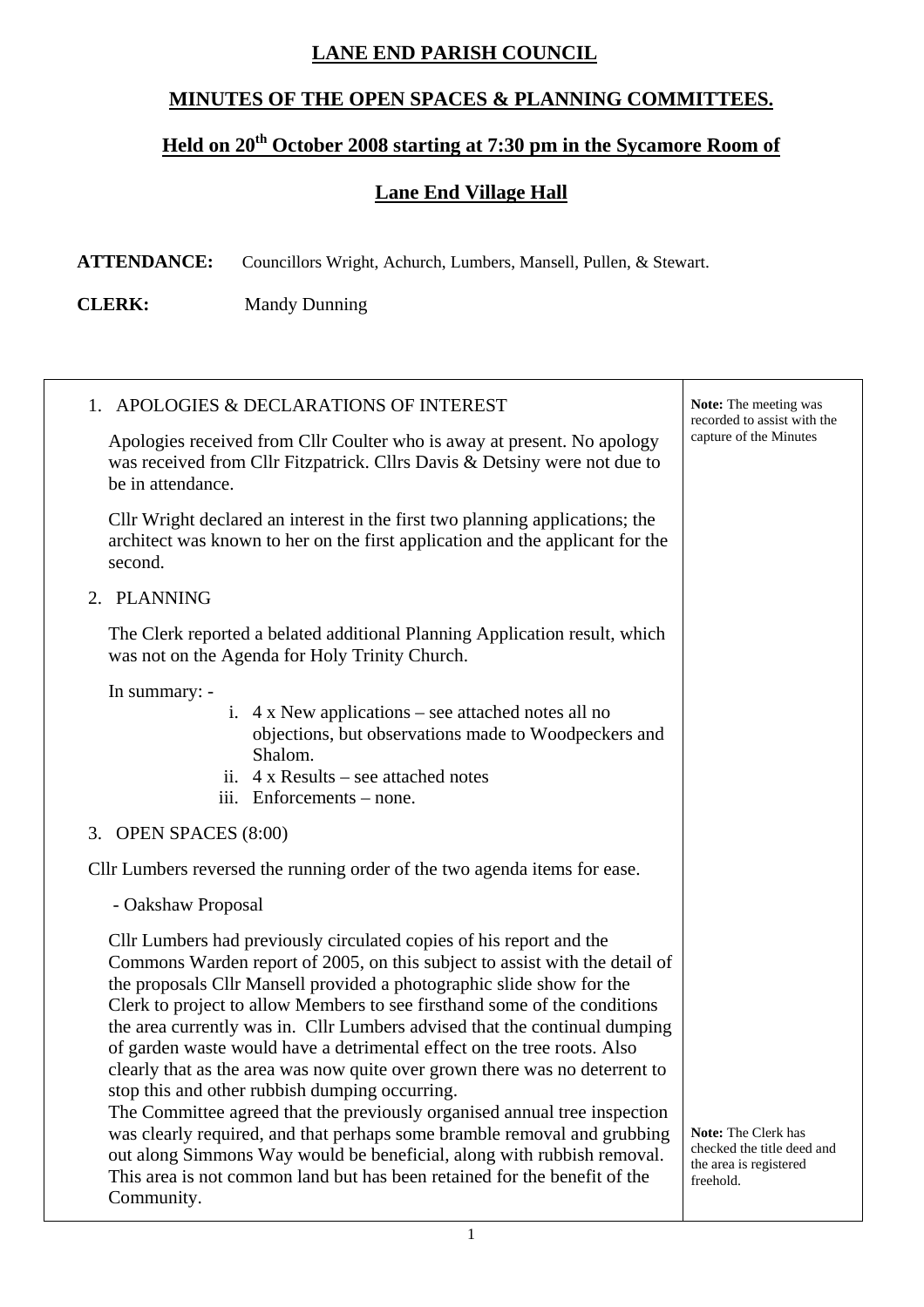# LANE END PARISH COUNCIL

## MINUTES OF THE OPEN SPACES & PLANNING COMMITTEES.

## Held on 20th October 2008 starting at 7:30 pm in the Sycamore Room of Lane End Village Hall

**ATTENDANCE:** Councillors Wright, Achurch, Lumbers, Mansell, Pullen, & Stewart.

**CLERK:** Mandy Dunning

1. APOLOGIES & DECLARATIONS OF INTEREST

   **Note:** The meeting was recorded to assist with the capture of the Minutes

   Apologies received from Cllr Coulter who is away at present. No apology was received from Cllr Fitzpatrick. Cllrs Davis & Detsiny were not due to be in attendance.

   Cllr Wright declared an interest in the first two planning applications; the architect was known to her on the first application and the applicant for the second.

2. PLANNING

   The Clerk reported a belated additional Planning Application result, which was not on the Agenda for Holy Trinity Church.

   In summary: -

   i. 4 x New applications – see attached notes all no objections, but observations made to Woodpeckers and Shalom.
   ii. 4 x Results – see attached notes
   iii. Enforcements – none.

3. OPEN SPACES (8:00)

Cllr Lumbers reversed the running order of the two agenda items for ease.

- Oakshaw Proposal

Cllr Lumbers had previously circulated copies of his report and the Commons Warden report of 2005, on this subject to assist with the detail of the proposals Cllr Mansell provided a photographic slide show for the Clerk to project to allow Members to see firsthand some of the conditions the area currently was in. Cllr Lumbers advised that the continual dumping of garden waste would have a detrimental effect on the tree roots. Also clearly that as the area was now quite over grown there was no deterrent to stop this and other rubbish dumping occurring.
The Committee agreed that the previously organised annual tree inspection was clearly required, and that perhaps some bramble removal and grubbing out along Simmons Way would be beneficial, along with rubbish removal. This area is not common land but has been retained for the benefit of the Community.

**Note:** The Clerk has checked the title deed and the area is registered freehold.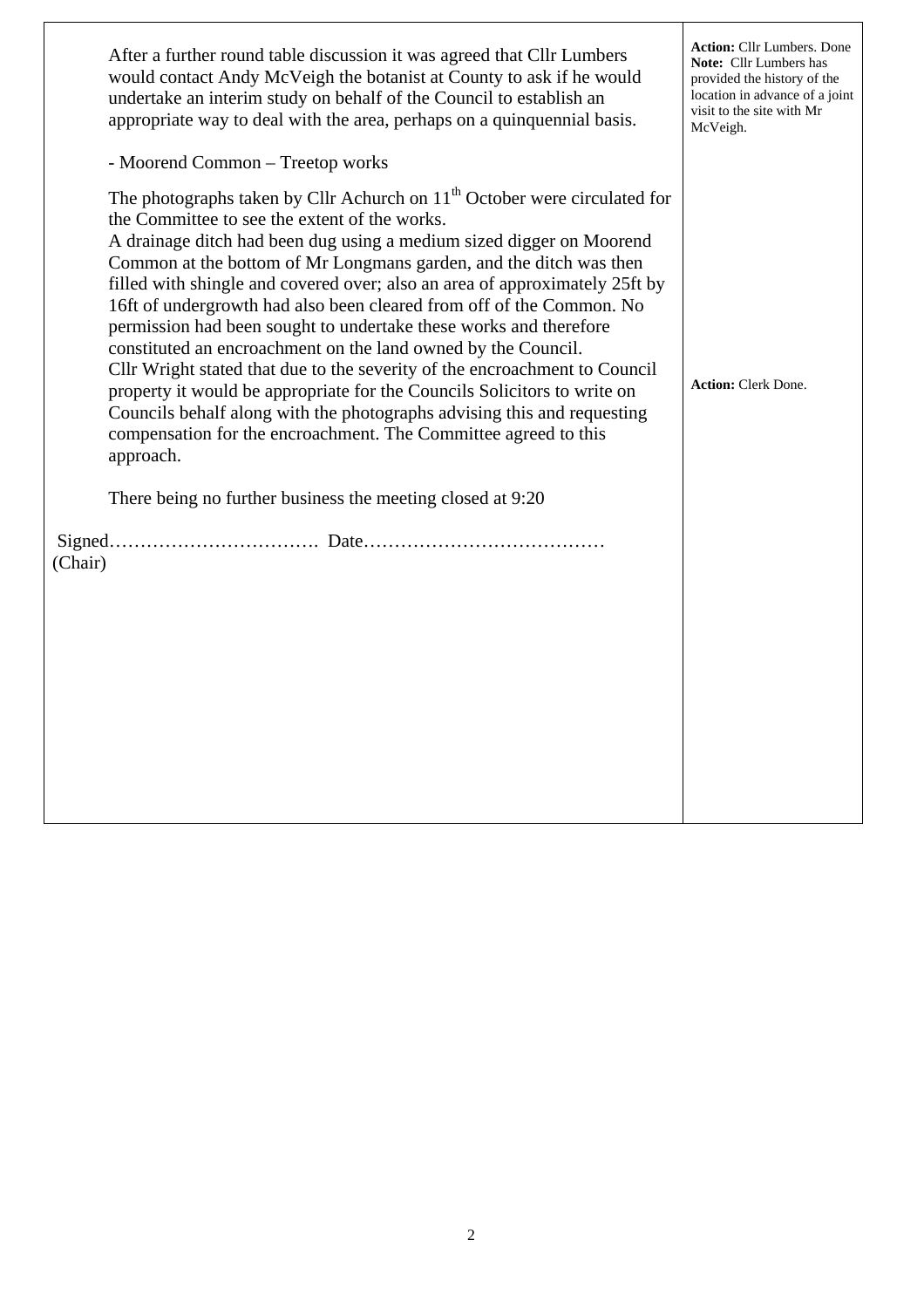| | |
|---|---|
| After a further round table discussion it was agreed that Cllr Lumbers would contact Andy McVeigh the botanist at County to ask if he would undertake an interim study on behalf of the Council to establish an appropriate way to deal with the area, perhaps on a quinquennial basis. | **Action:** Cllr Lumbers. Done **Note:** Cllr Lumbers has provided the history of the location in advance of a joint visit to the site with Mr McVeigh. |
| - Moorend Common – Treetop works | |
| The photographs taken by Cllr Achurch on 11th October were circulated for the Committee to see the extent of the works. A drainage ditch had been dug using a medium sized digger on Moorend Common at the bottom of Mr Longmans garden, and the ditch was then filled with shingle and covered over; also an area of approximately 25ft by 16ft of undergrowth had also been cleared from off of the Common. No permission had been sought to undertake these works and therefore constituted an encroachment on the land owned by the Council. Cllr Wright stated that due to the severity of the encroachment to Council property it would be appropriate for the Councils Solicitors to write on Councils behalf along with the photographs advising this and requesting compensation for the encroachment. The Committee agreed to this approach. | **Action:** Clerk Done. |
| There being no further business the meeting closed at 9:20 | |
| Signed……………………………. Date………………………………… (Chair) | |